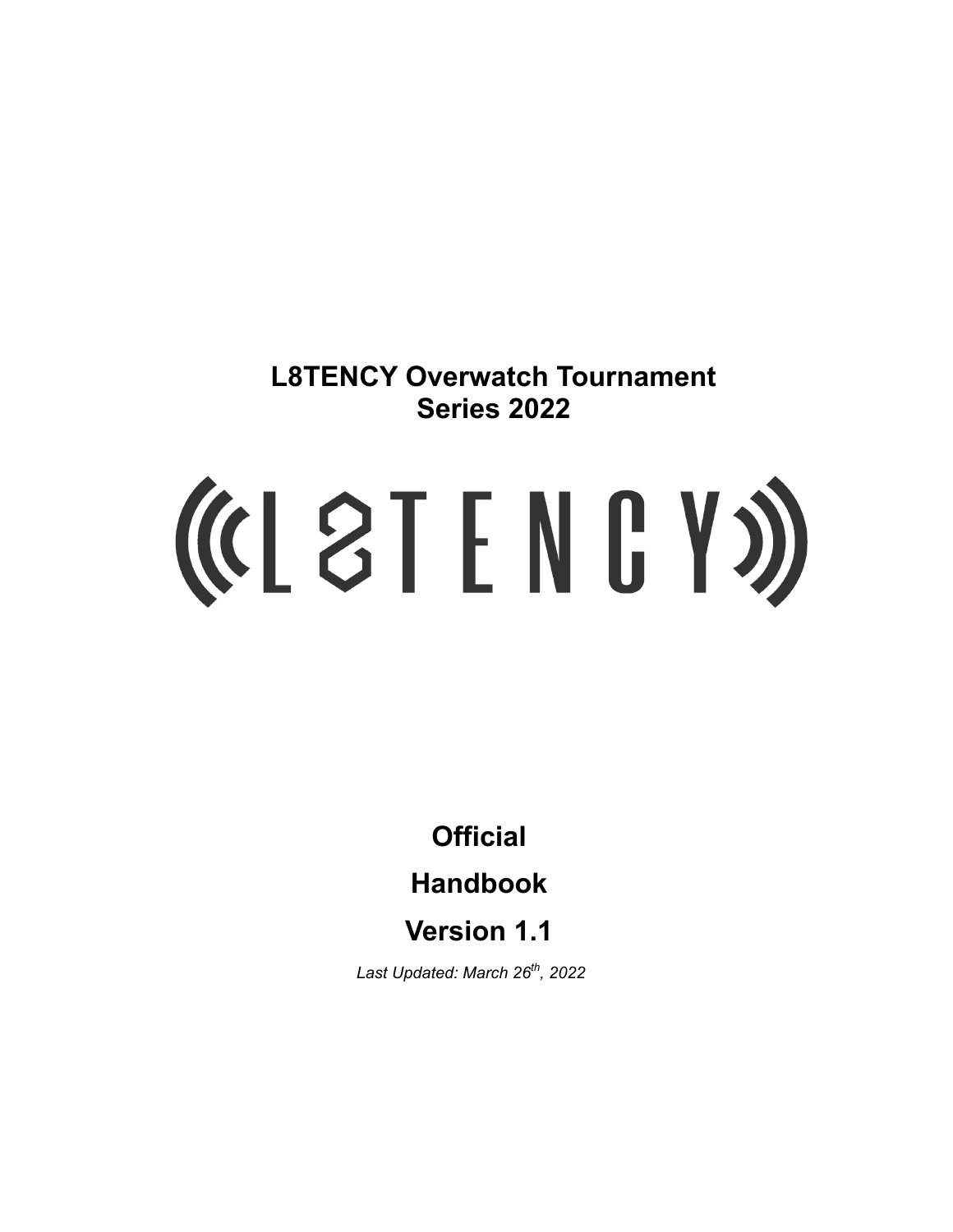# L8TENCY Overwatch Tournament Series 2022

# Official

# Handbook

# Version 1.1

*Last Updated: March 26th, 2022*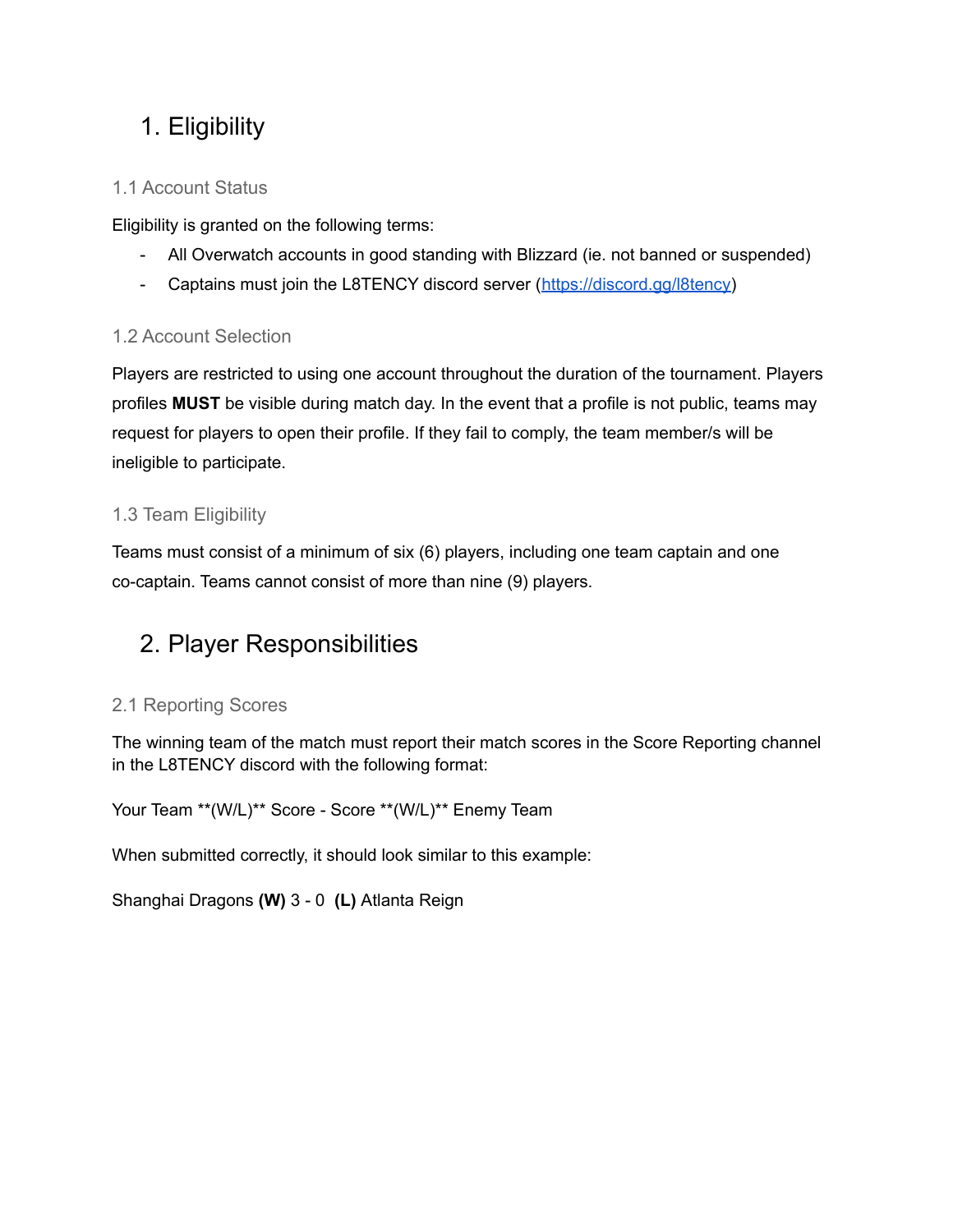# 1. Eligibility

## 1.1 Account Status

Eligibility is granted on the following terms:

- All Overwatch accounts in good standing with Blizzard (ie. not banned or suspended)
- Captains must join the L8TENCY discord server (https://discord.gg/l8tency)

## 1.2 Account Selection

Players are restricted to using one account throughout the duration of the tournament. Players profiles **MUST** be visible during match day. In the event that a profile is not public, teams may request for players to open their profile. If they fail to comply, the team member/s will be ineligible to participate.

## 1.3 Team Eligibility

Teams must consist of a minimum of six (6) players, including one team captain and one co-captain. Teams cannot consist of more than nine (9) players.

# 2. Player Responsibilities

## 2.1 Reporting Scores

The winning team of the match must report their match scores in the Score Reporting channel in the L8TENCY discord with the following format:

Your Team **(W/L)** Score - Score **(W/L)** Enemy Team

When submitted correctly, it should look similar to this example:

Shanghai Dragons **(W)** 3 - 0 **(L)** Atlanta Reign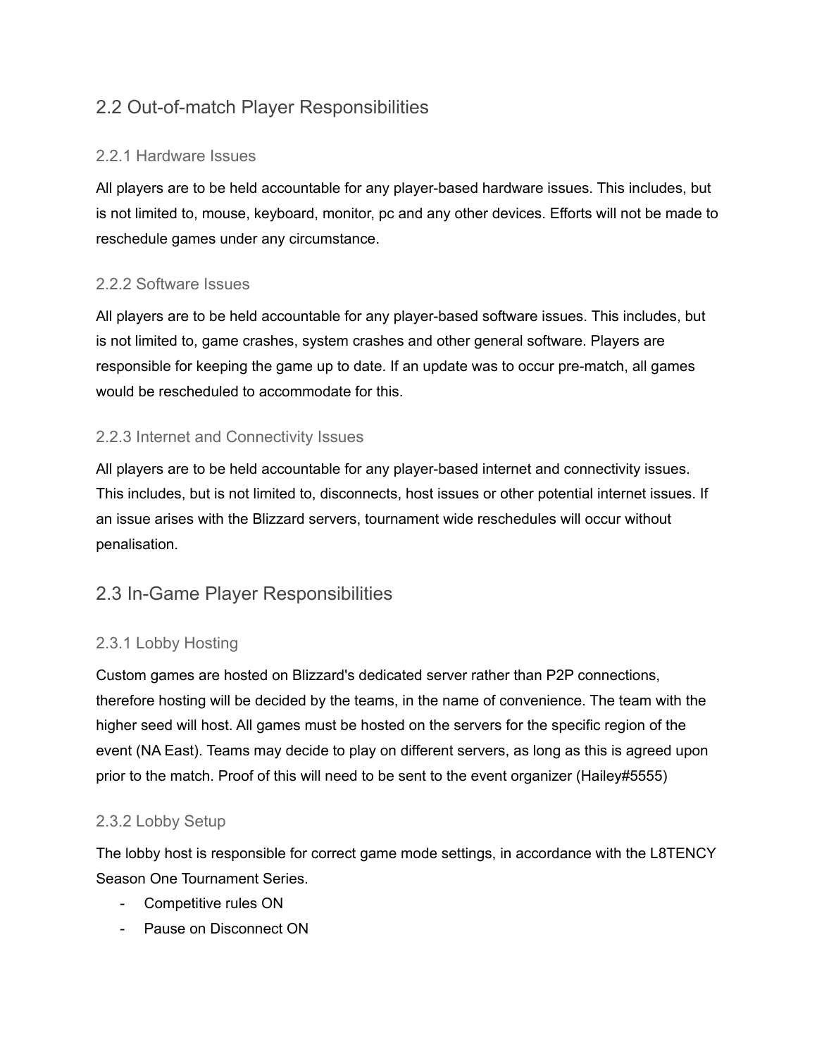## 2.2 Out-of-match Player Responsibilities

### 2.2.1 Hardware Issues

All players are to be held accountable for any player-based hardware issues. This includes, but is not limited to, mouse, keyboard, monitor, pc and any other devices. Efforts will not be made to reschedule games under any circumstance.

### 2.2.2 Software Issues

All players are to be held accountable for any player-based software issues. This includes, but is not limited to, game crashes, system crashes and other general software. Players are responsible for keeping the game up to date. If an update was to occur pre-match, all games would be rescheduled to accommodate for this.

### 2.2.3 Internet and Connectivity Issues

All players are to be held accountable for any player-based internet and connectivity issues. This includes, but is not limited to, disconnects, host issues or other potential internet issues. If an issue arises with the Blizzard servers, tournament wide reschedules will occur without penalisation.

## 2.3 In-Game Player Responsibilities

### 2.3.1 Lobby Hosting

Custom games are hosted on Blizzard's dedicated server rather than P2P connections, therefore hosting will be decided by the teams, in the name of convenience. The team with the higher seed will host. All games must be hosted on the servers for the specific region of the event (NA East). Teams may decide to play on different servers, as long as this is agreed upon prior to the match. Proof of this will need to be sent to the event organizer (Hailey#5555)

### 2.3.2 Lobby Setup

The lobby host is responsible for correct game mode settings, in accordance with the L8TENCY Season One Tournament Series.

- Competitive rules ON
- Pause on Disconnect ON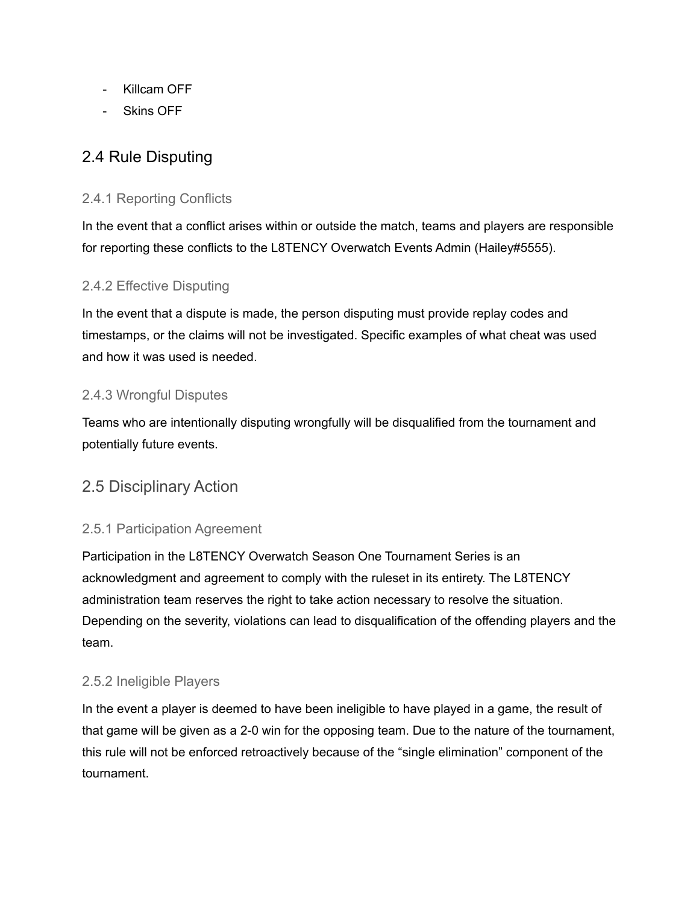- Killcam OFF
- Skins OFF

## 2.4 Rule Disputing

### 2.4.1 Reporting Conflicts

In the event that a conflict arises within or outside the match, teams and players are responsible for reporting these conflicts to the L8TENCY Overwatch Events Admin (Hailey#5555).

### 2.4.2 Effective Disputing

In the event that a dispute is made, the person disputing must provide replay codes and timestamps, or the claims will not be investigated. Specific examples of what cheat was used and how it was used is needed.

### 2.4.3 Wrongful Disputes

Teams who are intentionally disputing wrongfully will be disqualified from the tournament and potentially future events.

## 2.5 Disciplinary Action

### 2.5.1 Participation Agreement

Participation in the L8TENCY Overwatch Season One Tournament Series is an acknowledgment and agreement to comply with the ruleset in its entirety. The L8TENCY administration team reserves the right to take action necessary to resolve the situation. Depending on the severity, violations can lead to disqualification of the offending players and the team.

### 2.5.2 Ineligible Players

In the event a player is deemed to have been ineligible to have played in a game, the result of that game will be given as a 2-0 win for the opposing team. Due to the nature of the tournament, this rule will not be enforced retroactively because of the “single elimination” component of the tournament.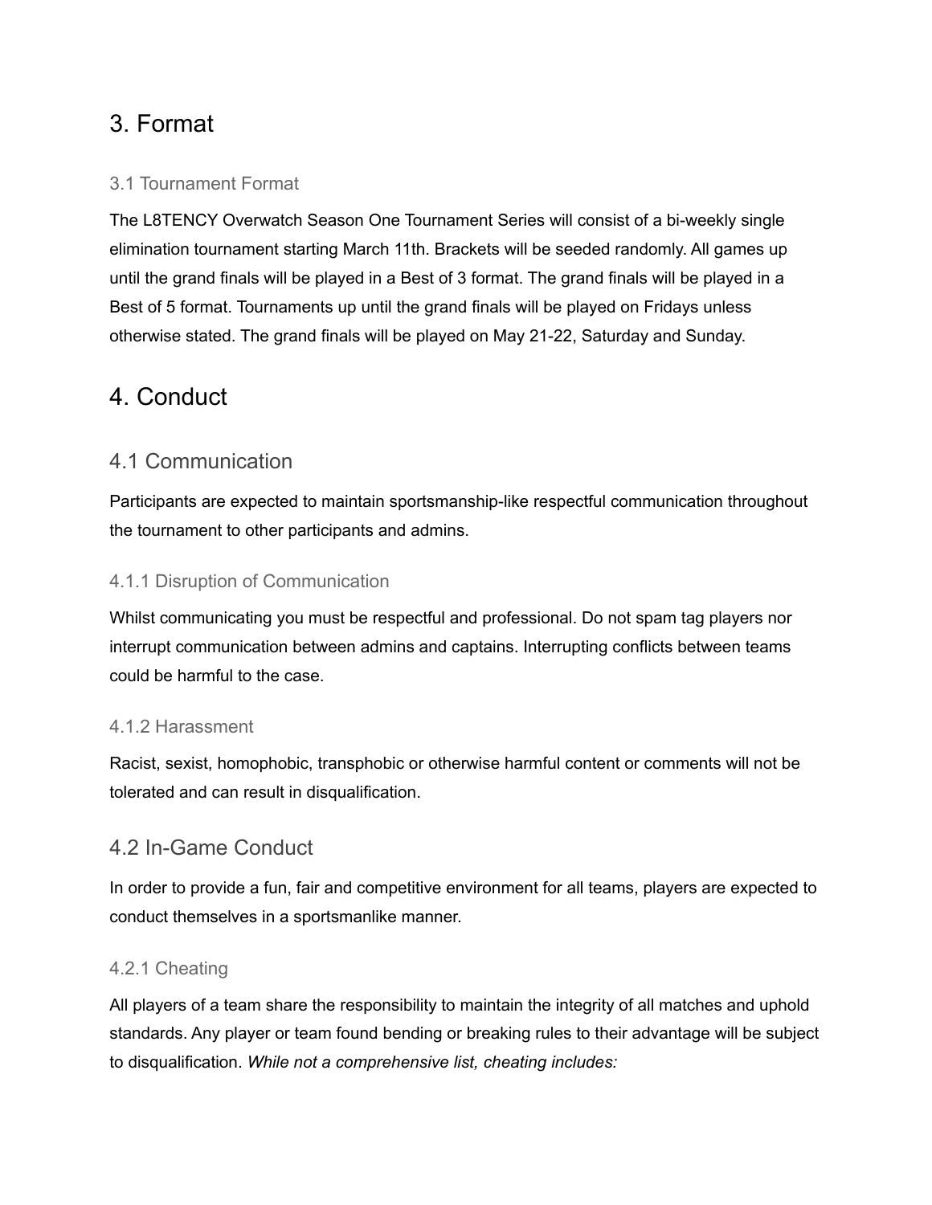# 3. Format

### 3.1 Tournament Format

The L8TENCY Overwatch Season One Tournament Series will consist of a bi-weekly single elimination tournament starting March 11th. Brackets will be seeded randomly. All games up until the grand finals will be played in a Best of 3 format. The grand finals will be played in a Best of 5 format. Tournaments up until the grand finals will be played on Fridays unless otherwise stated. The grand finals will be played on May 21-22, Saturday and Sunday.

# 4. Conduct

## 4.1 Communication

Participants are expected to maintain sportsmanship-like respectful communication throughout the tournament to other participants and admins.

### 4.1.1 Disruption of Communication

Whilst communicating you must be respectful and professional. Do not spam tag players nor interrupt communication between admins and captains. Interrupting conflicts between teams could be harmful to the case.

### 4.1.2 Harassment

Racist, sexist, homophobic, transphobic or otherwise harmful content or comments will not be tolerated and can result in disqualification.

## 4.2 In-Game Conduct

In order to provide a fun, fair and competitive environment for all teams, players are expected to conduct themselves in a sportsmanlike manner.

### 4.2.1 Cheating

All players of a team share the responsibility to maintain the integrity of all matches and uphold standards. Any player or team found bending or breaking rules to their advantage will be subject to disqualification. *While not a comprehensive list, cheating includes:*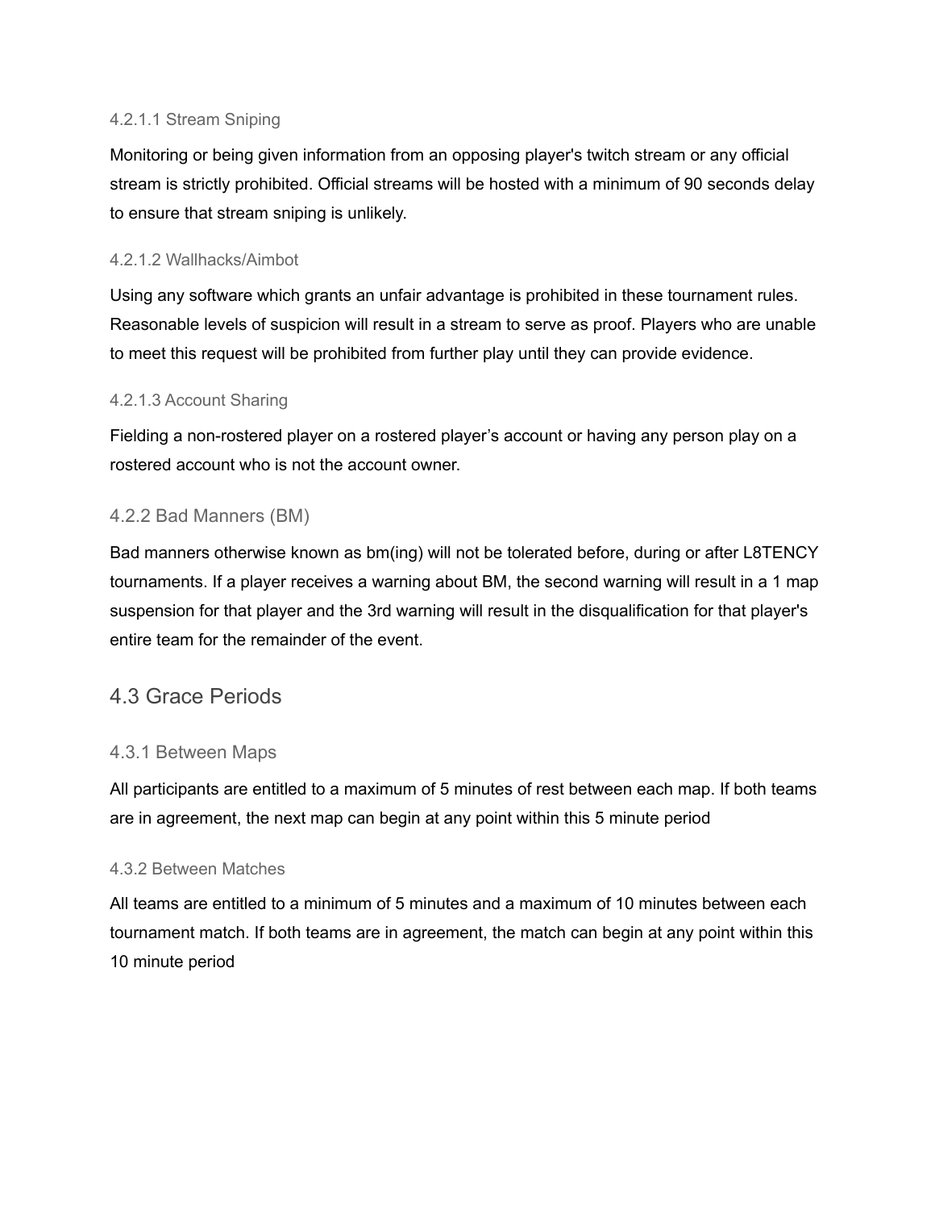#### 4.2.1.1 Stream Sniping

Monitoring or being given information from an opposing player's twitch stream or any official stream is strictly prohibited. Official streams will be hosted with a minimum of 90 seconds delay to ensure that stream sniping is unlikely.

#### 4.2.1.2 Wallhacks/Aimbot

Using any software which grants an unfair advantage is prohibited in these tournament rules. Reasonable levels of suspicion will result in a stream to serve as proof. Players who are unable to meet this request will be prohibited from further play until they can provide evidence.

#### 4.2.1.3 Account Sharing

Fielding a non-rostered player on a rostered player's account or having any person play on a rostered account who is not the account owner.

### 4.2.2 Bad Manners (BM)

Bad manners otherwise known as bm(ing) will not be tolerated before, during or after L8TENCY tournaments. If a player receives a warning about BM, the second warning will result in a 1 map suspension for that player and the 3rd warning will result in the disqualification for that player's entire team for the remainder of the event.

## 4.3 Grace Periods

### 4.3.1 Between Maps

All participants are entitled to a maximum of 5 minutes of rest between each map. If both teams are in agreement, the next map can begin at any point within this 5 minute period

### 4.3.2 Between Matches

All teams are entitled to a minimum of 5 minutes and a maximum of 10 minutes between each tournament match. If both teams are in agreement, the match can begin at any point within this 10 minute period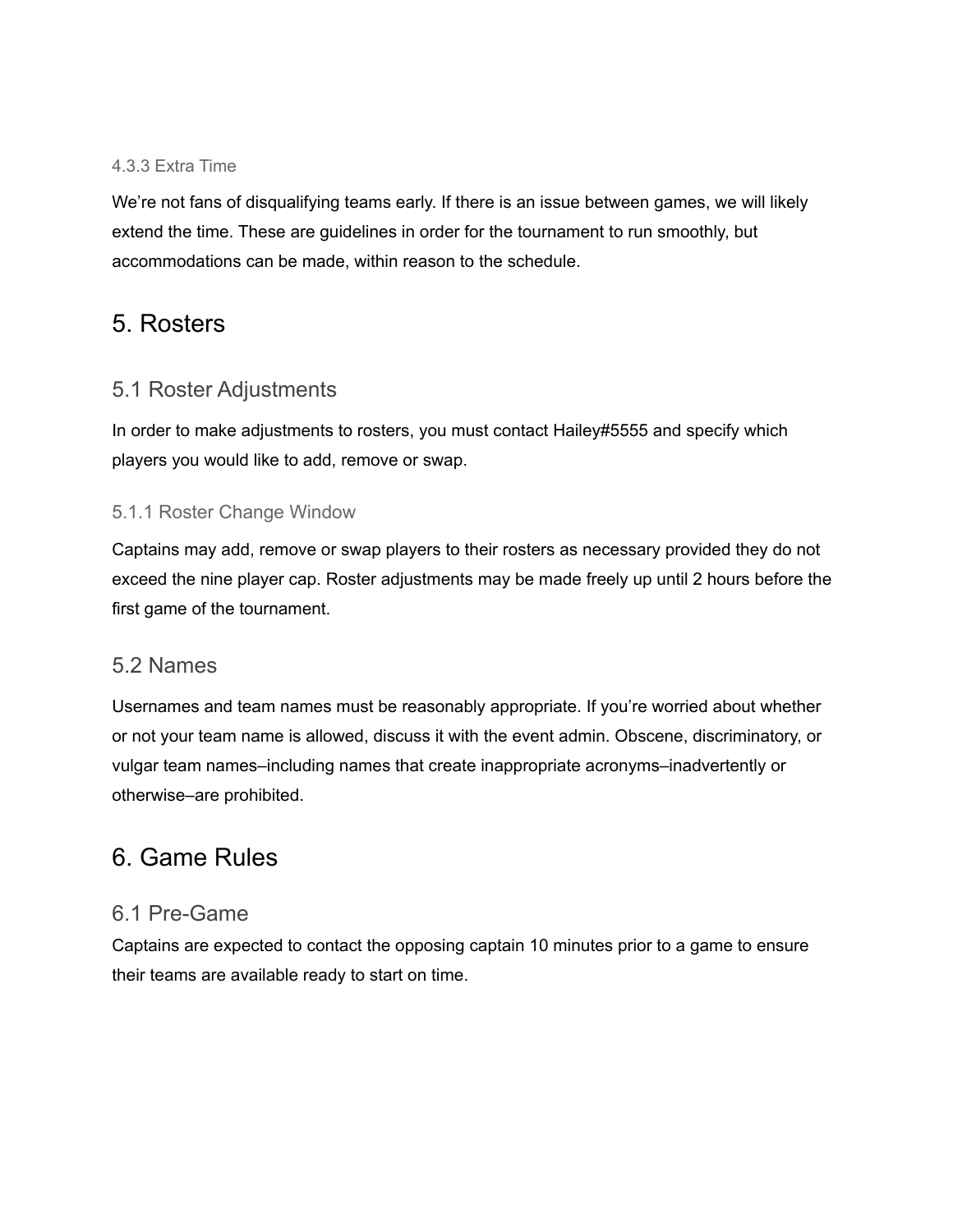#### 4.3.3 Extra Time

We’re not fans of disqualifying teams early. If there is an issue between games, we will likely extend the time. These are guidelines in order for the tournament to run smoothly, but accommodations can be made, within reason to the schedule.

# 5. Rosters

## 5.1 Roster Adjustments

In order to make adjustments to rosters, you must contact Hailey#5555 and specify which players you would like to add, remove or swap.

### 5.1.1 Roster Change Window

Captains may add, remove or swap players to their rosters as necessary provided they do not exceed the nine player cap. Roster adjustments may be made freely up until 2 hours before the first game of the tournament.

## 5.2 Names

Usernames and team names must be reasonably appropriate. If you’re worried about whether or not your team name is allowed, discuss it with the event admin. Obscene, discriminatory, or vulgar team names–including names that create inappropriate acronyms–inadvertently or otherwise–are prohibited.

# 6. Game Rules

## 6.1 Pre-Game

Captains are expected to contact the opposing captain 10 minutes prior to a game to ensure their teams are available ready to start on time.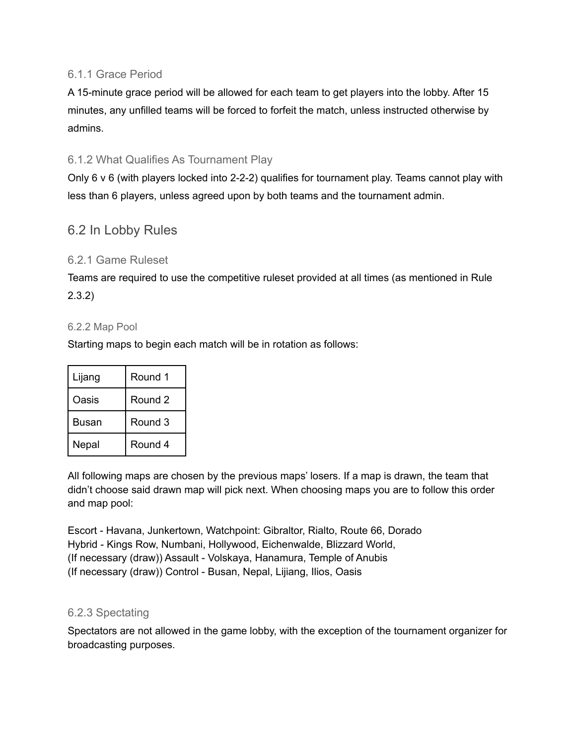#### 6.1.1 Grace Period

A 15-minute grace period will be allowed for each team to get players into the lobby. After 15 minutes, any unfilled teams will be forced to forfeit the match, unless instructed otherwise by admins.

#### 6.1.2 What Qualifies As Tournament Play

Only 6 v 6 (with players locked into 2-2-2) qualifies for tournament play. Teams cannot play with less than 6 players, unless agreed upon by both teams and the tournament admin.

## 6.2 In Lobby Rules

#### 6.2.1 Game Ruleset

Teams are required to use the competitive ruleset provided at all times (as mentioned in Rule 2.3.2)

#### 6.2.2 Map Pool

Starting maps to begin each match will be in rotation as follows:

| Lijang | Round 1 |
|---|---|
| Oasis | Round 2 |
| Busan | Round 3 |
| Nepal | Round 4 |

All following maps are chosen by the previous maps' losers. If a map is drawn, the team that didn't choose said drawn map will pick next. When choosing maps you are to follow this order and map pool:

Escort - Havana, Junkertown, Watchpoint: Gibraltor, Rialto, Route 66, Dorado
Hybrid - Kings Row, Numbani, Hollywood, Eichenwalde, Blizzard World,
(If necessary (draw)) Assault - Volskaya, Hanamura, Temple of Anubis
(If necessary (draw)) Control - Busan, Nepal, Lijiang, Ilios, Oasis

#### 6.2.3 Spectating

Spectators are not allowed in the game lobby, with the exception of the tournament organizer for broadcasting purposes.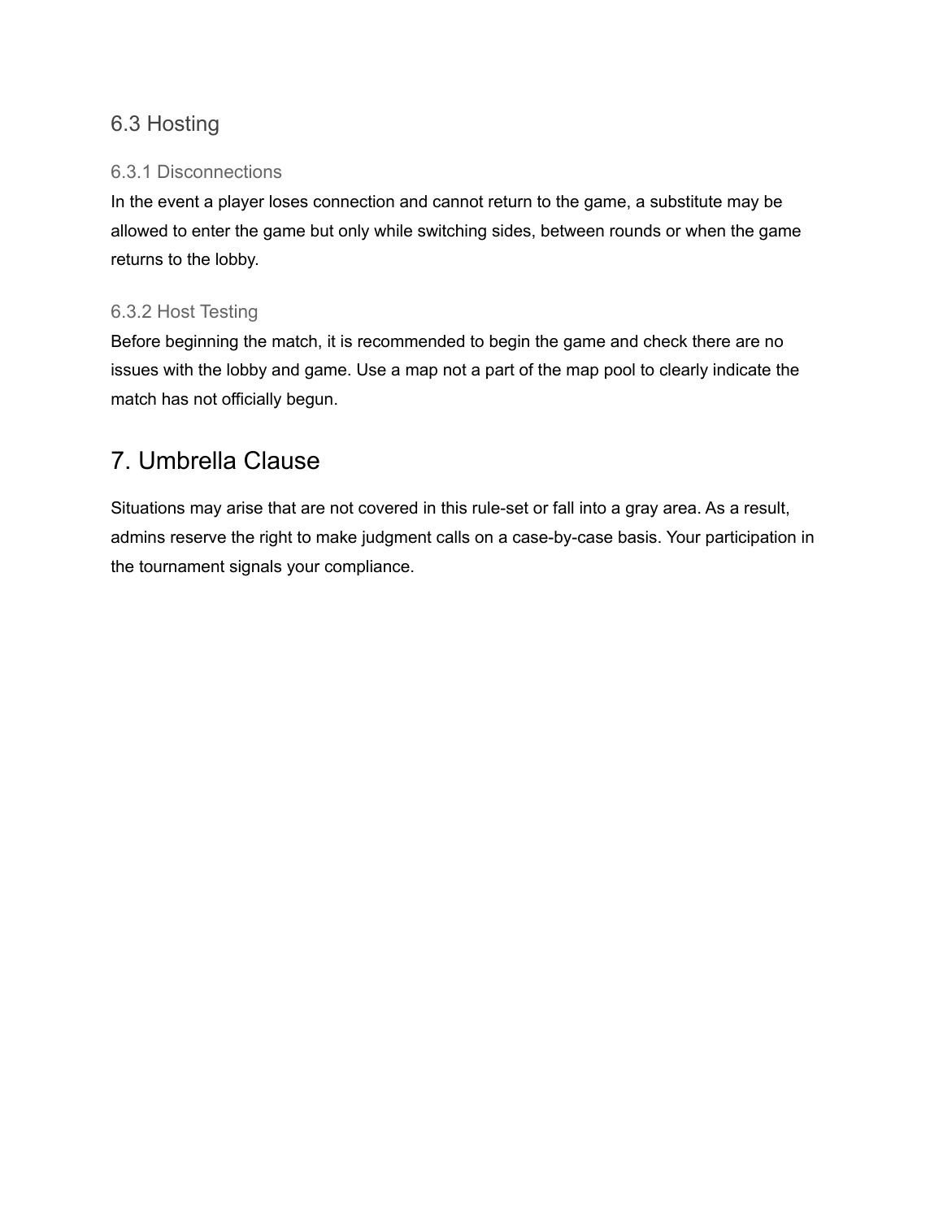## 6.3 Hosting

### 6.3.1 Disconnections

In the event a player loses connection and cannot return to the game, a substitute may be allowed to enter the game but only while switching sides, between rounds or when the game returns to the lobby.

### 6.3.2 Host Testing

Before beginning the match, it is recommended to begin the game and check there are no issues with the lobby and game. Use a map not a part of the map pool to clearly indicate the match has not officially begun.

# 7. Umbrella Clause

Situations may arise that are not covered in this rule-set or fall into a gray area. As a result, admins reserve the right to make judgment calls on a case-by-case basis. Your participation in the tournament signals your compliance.